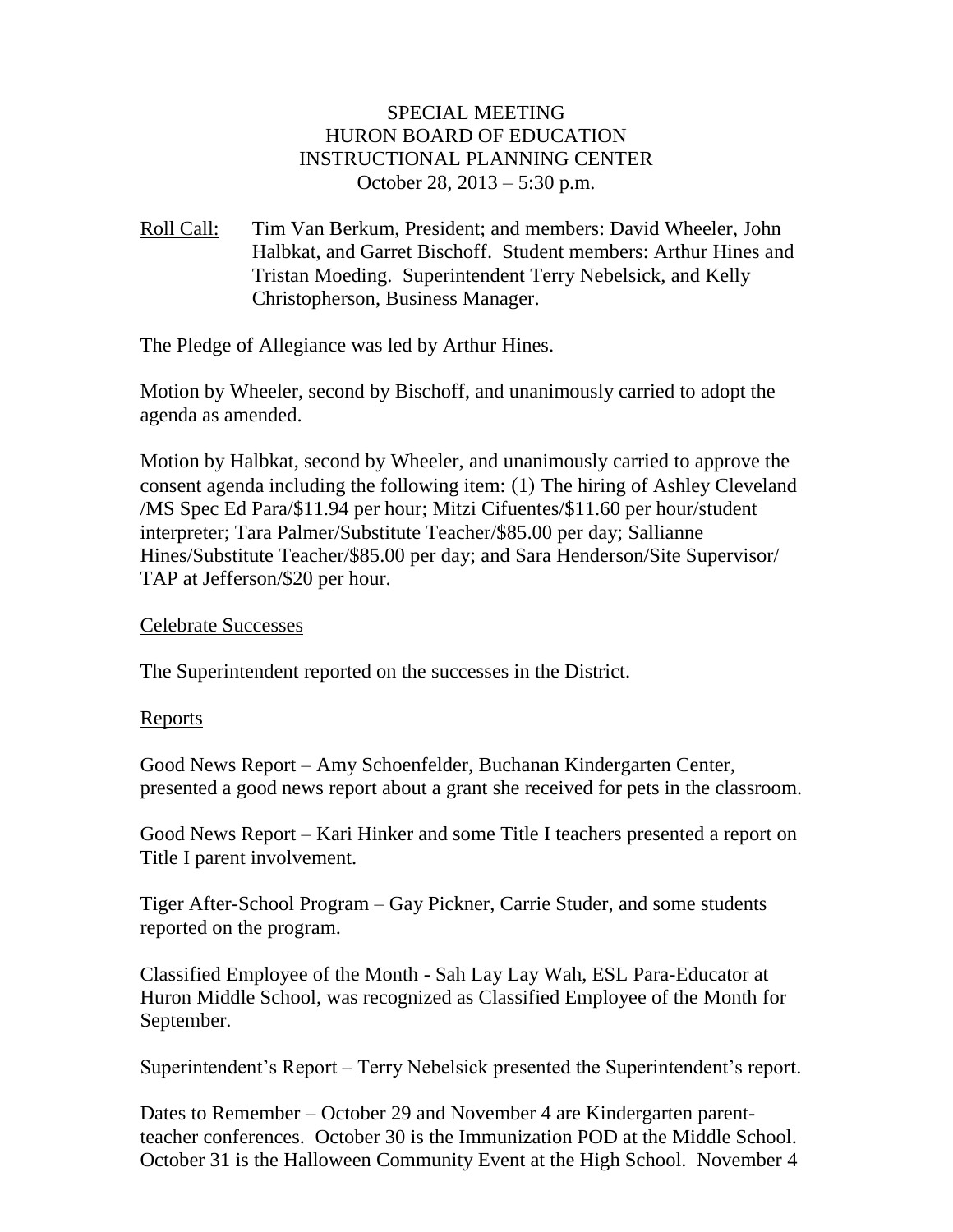# SPECIAL MEETING
# HURON BOARD OF EDUCATION
# INSTRUCTIONAL PLANNING CENTER
October 28, 2013 – 5:30 p.m.

Roll Call: Tim Van Berkum, President; and members: David Wheeler, John Halbkat, and Garret Bischoff. Student members: Arthur Hines and Tristan Moeding. Superintendent Terry Nebelsick, and Kelly Christopherson, Business Manager.

The Pledge of Allegiance was led by Arthur Hines.

Motion by Wheeler, second by Bischoff, and unanimously carried to adopt the agenda as amended.

Motion by Halbkat, second by Wheeler, and unanimously carried to approve the consent agenda including the following item: (1) The hiring of Ashley Cleveland /MS Spec Ed Para/$11.94 per hour; Mitzi Cifuentes/$11.60 per hour/student interpreter; Tara Palmer/Substitute Teacher/$85.00 per day; Sallianne Hines/Substitute Teacher/$85.00 per day; and Sara Henderson/Site Supervisor/ TAP at Jefferson/$20 per hour.

## Celebrate Successes

The Superintendent reported on the successes in the District.

## Reports

Good News Report – Amy Schoenfelder, Buchanan Kindergarten Center, presented a good news report about a grant she received for pets in the classroom.

Good News Report – Kari Hinker and some Title I teachers presented a report on Title I parent involvement.

Tiger After-School Program – Gay Pickner, Carrie Studer, and some students reported on the program.

Classified Employee of the Month - Sah Lay Lay Wah, ESL Para-Educator at Huron Middle School, was recognized as Classified Employee of the Month for September.

Superintendent's Report – Terry Nebelsick presented the Superintendent's report.

Dates to Remember – October 29 and November 4 are Kindergarten parent-teacher conferences. October 30 is the Immunization POD at the Middle School. October 31 is the Halloween Community Event at the High School. November 4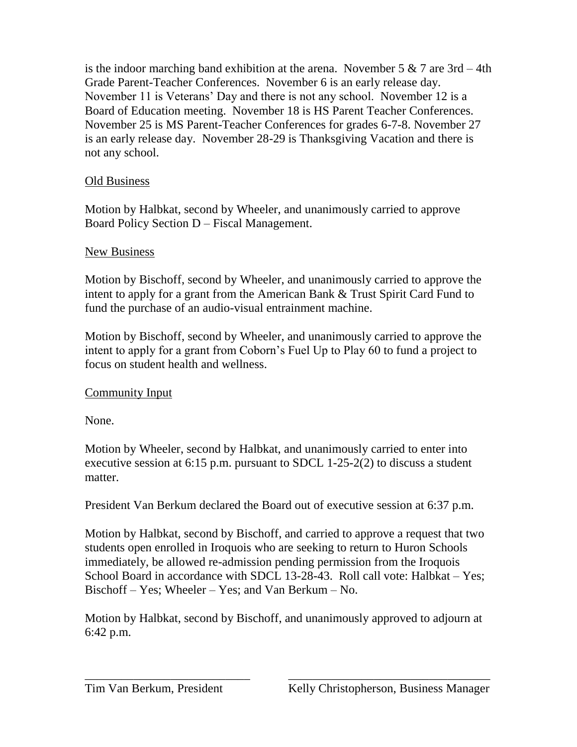is the indoor marching band exhibition at the arena. November 5 & 7 are 3rd – 4th Grade Parent-Teacher Conferences. November 6 is an early release day. November 11 is Veterans' Day and there is not any school. November 12 is a Board of Education meeting. November 18 is HS Parent Teacher Conferences. November 25 is MS Parent-Teacher Conferences for grades 6-7-8. November 27 is an early release day. November 28-29 is Thanksgiving Vacation and there is not any school.

<u>Old Business</u>

Motion by Halbkat, second by Wheeler, and unanimously carried to approve Board Policy Section D – Fiscal Management.

<u>New Business</u>

Motion by Bischoff, second by Wheeler, and unanimously carried to approve the intent to apply for a grant from the American Bank & Trust Spirit Card Fund to fund the purchase of an audio-visual entrainment machine.

Motion by Bischoff, second by Wheeler, and unanimously carried to approve the intent to apply for a grant from Coborn's Fuel Up to Play 60 to fund a project to focus on student health and wellness.

<u>Community Input</u>

None.

Motion by Wheeler, second by Halbkat, and unanimously carried to enter into executive session at 6:15 p.m. pursuant to SDCL 1-25-2(2) to discuss a student matter.

President Van Berkum declared the Board out of executive session at 6:37 p.m.

Motion by Halbkat, second by Bischoff, and carried to approve a request that two students open enrolled in Iroquois who are seeking to return to Huron Schools immediately, be allowed re-admission pending permission from the Iroquois School Board in accordance with SDCL 13-28-43. Roll call vote: Halbkat – Yes; Bischoff – Yes; Wheeler – Yes; and Van Berkum – No.

Motion by Halbkat, second by Bischoff, and unanimously approved to adjourn at 6:42 p.m.

\_\_\_\_\_\_\_\_\_\_\_\_\_\_\_\_\_\_\_\_\_\_\_\_\_\_\_\_ \_\_\_\_\_\_\_\_\_\_\_\_\_\_\_\_\_\_\_\_\_\_\_\_\_\_\_\_\_\_\_\_\_\_

Tim Van Berkum, President Kelly Christopherson, Business Manager